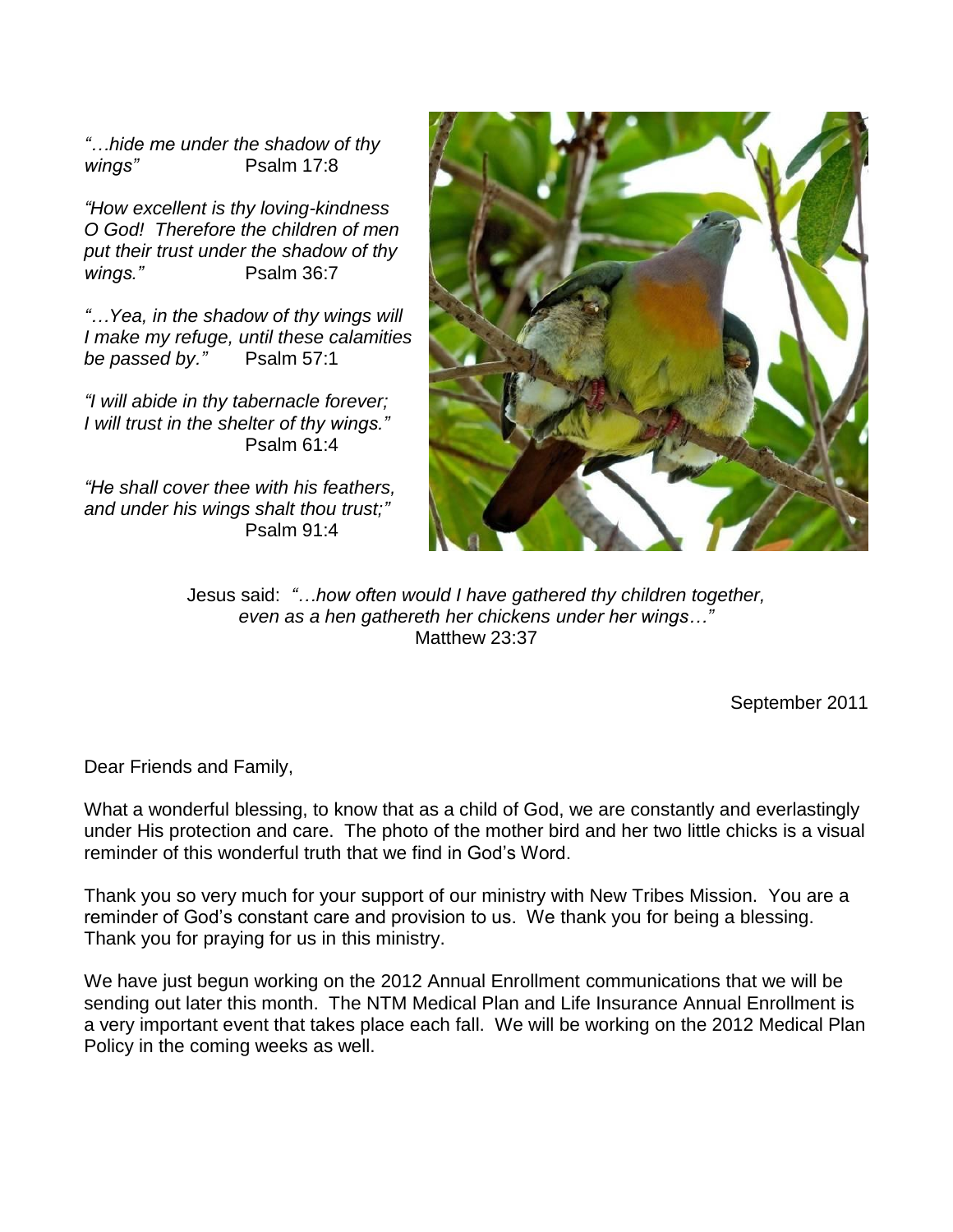*"…hide me under the shadow of thy wings"* Psalm 17:8

*"How excellent is thy loving-kindness O God! Therefore the children of men put their trust under the shadow of thy wings."* Psalm 36:7

*"…Yea, in the shadow of thy wings will I make my refuge, until these calamities be passed by."* Psalm 57:1

*"I will abide in thy tabernacle forever; I will trust in the shelter of thy wings."* Psalm 61:4

*"He shall cover thee with his feathers, and under his wings shalt thou trust;"* Psalm 91:4

Jesus said: *"…how often would I have gathered thy children together, even as a hen gathereth her chickens under her wings…"* Matthew 23:37

September 2011

Dear Friends and Family,

What a wonderful blessing, to know that as a child of God, we are constantly and everlastingly under His protection and care. The photo of the mother bird and her two little chicks is a visual reminder of this wonderful truth that we find in God's Word.

Thank you so very much for your support of our ministry with New Tribes Mission. You are a reminder of God's constant care and provision to us. We thank you for being a blessing. Thank you for praying for us in this ministry.

We have just begun working on the 2012 Annual Enrollment communications that we will be sending out later this month. The NTM Medical Plan and Life Insurance Annual Enrollment is a very important event that takes place each fall. We will be working on the 2012 Medical Plan Policy in the coming weeks as well.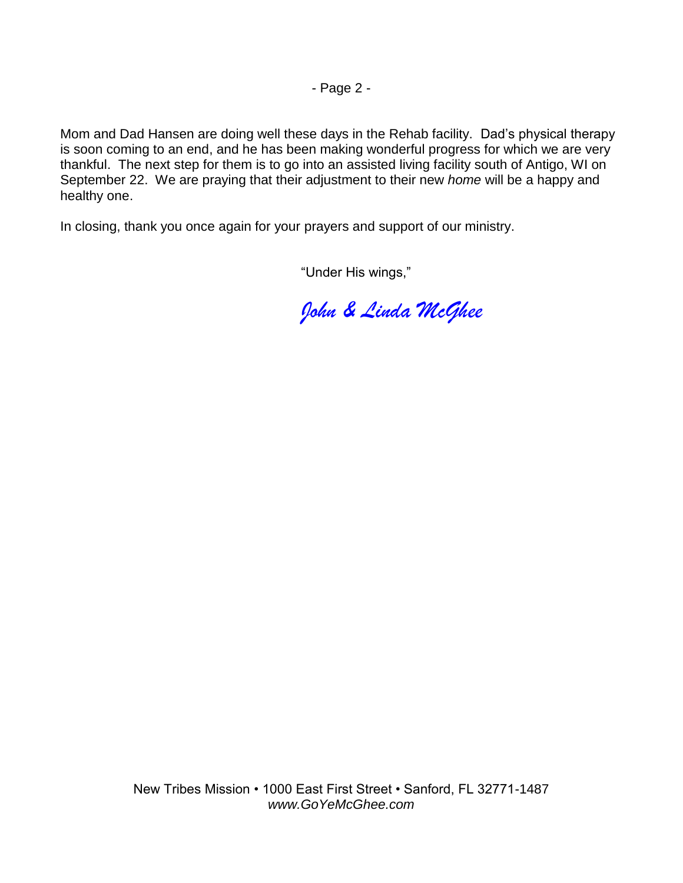Mom and Dad Hansen are doing well these days in the Rehab facility. Dad's physical therapy is soon coming to an end, and he has been making wonderful progress for which we are very thankful. The next step for them is to go into an assisted living facility south of Antigo, WI on September 22. We are praying that their adjustment to their new *home* will be a happy and healthy one.

In closing, thank you once again for your prayers and support of our ministry.

"Under His wings,"

*John & Linda McGhee*

New Tribes Mission • 1000 East First Street • Sanford, FL 32771-1487
*www.GoYeMcGhee.com*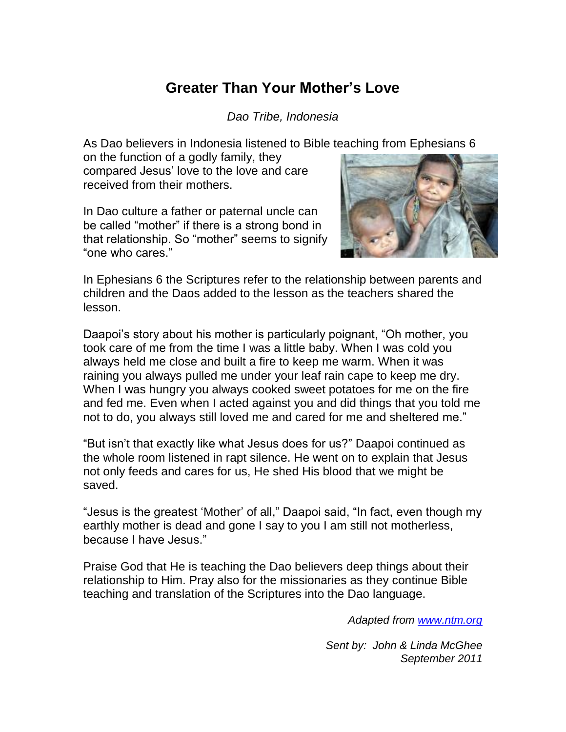# Greater Than Your Mother's Love

*Dao Tribe, Indonesia*

As Dao believers in Indonesia listened to Bible teaching from Ephesians 6 on the function of a godly family, they compared Jesus' love to the love and care received from their mothers.

In Dao culture a father or paternal uncle can be called "mother" if there is a strong bond in that relationship. So "mother" seems to signify "one who cares."

In Ephesians 6 the Scriptures refer to the relationship between parents and children and the Daos added to the lesson as the teachers shared the lesson.

Daapoi's story about his mother is particularly poignant, "Oh mother, you took care of me from the time I was a little baby. When I was cold you always held me close and built a fire to keep me warm. When it was raining you always pulled me under your leaf rain cape to keep me dry. When I was hungry you always cooked sweet potatoes for me on the fire and fed me. Even when I acted against you and did things that you told me not to do, you always still loved me and cared for me and sheltered me."

"But isn't that exactly like what Jesus does for us?" Daapoi continued as the whole room listened in rapt silence. He went on to explain that Jesus not only feeds and cares for us, He shed His blood that we might be saved.

"Jesus is the greatest 'Mother' of all," Daapoi said, "In fact, even though my earthly mother is dead and gone I say to you I am still not motherless, because I have Jesus."

Praise God that He is teaching the Dao believers deep things about their relationship to Him. Pray also for the missionaries as they continue Bible teaching and translation of the Scriptures into the Dao language.

*Adapted from [www.ntm.org](http://www.ntm.org)*

*Sent by: John & Linda McGhee*
*September 2011*